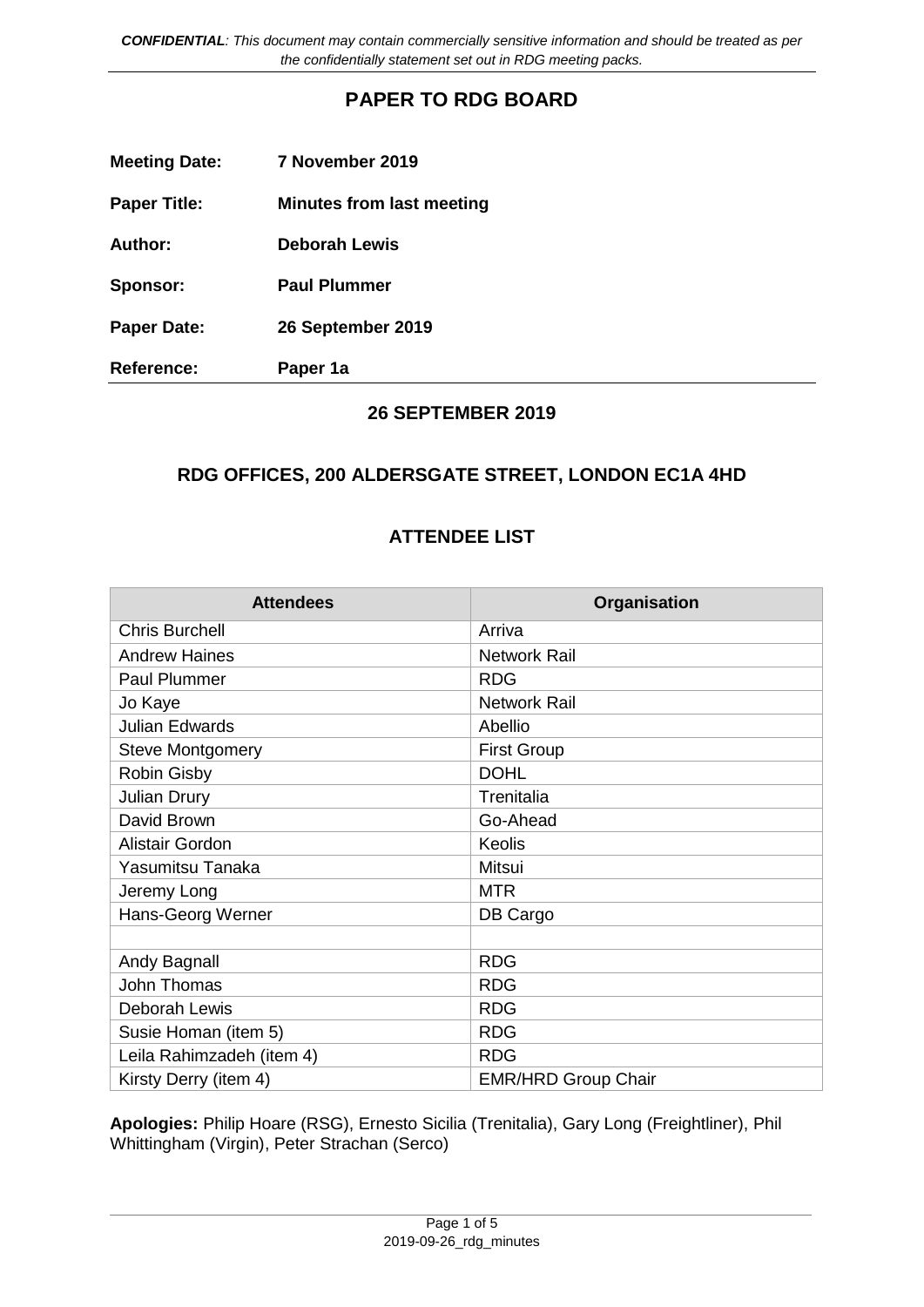*CONFIDENTIAL: This document may contain commercially sensitive information and should be treated as per the confidentially statement set out in RDG meeting packs.*

# PAPER TO RDG BOARD

**Meeting Date:** 7 November 2019

**Paper Title:** Minutes from last meeting

**Author:** Deborah Lewis

**Sponsor:** Paul Plummer

**Paper Date:** 26 September 2019

**Reference:** Paper 1a

## 26 SEPTEMBER 2019

## RDG OFFICES, 200 ALDERSGATE STREET, LONDON EC1A 4HD

## ATTENDEE LIST

| Attendees | Organisation |
|---|---|
| Chris Burchell | Arriva |
| Andrew Haines | Network Rail |
| Paul Plummer | RDG |
| Jo Kaye | Network Rail |
| Julian Edwards | Abellio |
| Steve Montgomery | First Group |
| Robin Gisby | DOHL |
| Julian Drury | Trenitalia |
| David Brown | Go-Ahead |
| Alistair Gordon | Keolis |
| Yasumitsu Tanaka | Mitsui |
| Jeremy Long | MTR |
| Hans-Georg Werner | DB Cargo |
| | |
| Andy Bagnall | RDG |
| John Thomas | RDG |
| Deborah Lewis | RDG |
| Susie Homan (item 5) | RDG |
| Leila Rahimzadeh (item 4) | RDG |
| Kirsty Derry (item 4) | EMR/HRD Group Chair |

**Apologies:** Philip Hoare (RSG), Ernesto Sicilia (Trenitalia), Gary Long (Freightliner), Phil Whittingham (Virgin), Peter Strachan (Serco)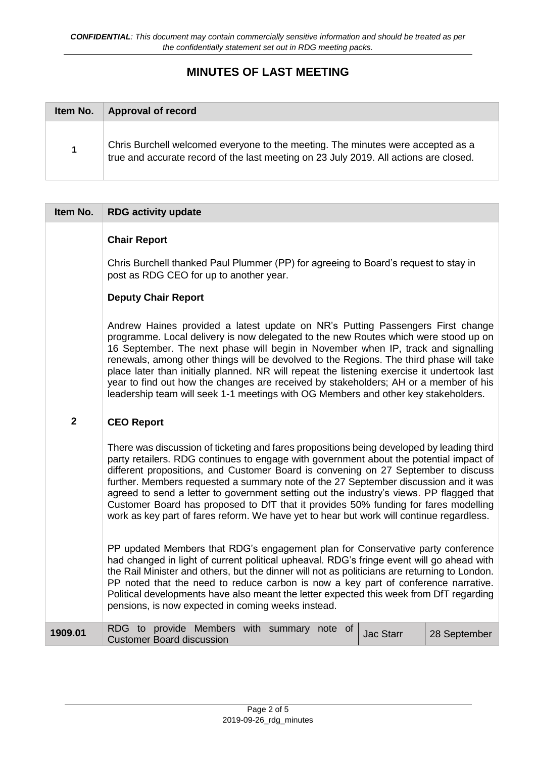*CONFIDENTIAL: This document may contain commercially sensitive information and should be treated as per the confidentially statement set out in RDG meeting packs.*

# MINUTES OF LAST MEETING

| Item No. | Approval of record |
|---|---|
| 1 | Chris Burchell welcomed everyone to the meeting. The minutes were accepted as a true and accurate record of the last meeting on 23 July 2019. All actions are closed. |

| Item No. | RDG activity update | | |
|---|---|---|---|
| 2 | **Chair Report**<br><br>Chris Burchell thanked Paul Plummer (PP) for agreeing to Board's request to stay in post as RDG CEO for up to another year.<br><br>**Deputy Chair Report**<br><br>Andrew Haines provided a latest update on NR's Putting Passengers First change programme. Local delivery is now delegated to the new Routes which were stood up on 16 September. The next phase will begin in November when IP, track and signalling renewals, among other things will be devolved to the Regions. The third phase will take place later than initially planned. NR will repeat the listening exercise it undertook last year to find out how the changes are received by stakeholders; AH or a member of his leadership team will seek 1-1 meetings with OG Members and other key stakeholders.<br><br>**CEO Report**<br><br>There was discussion of ticketing and fares propositions being developed by leading third party retailers. RDG continues to engage with government about the potential impact of different propositions, and Customer Board is convening on 27 September to discuss further. Members requested a summary note of the 27 September discussion and it was agreed to send a letter to government setting out the industry's views. PP flagged that Customer Board has proposed to DfT that it provides 50% funding for fares modelling work as key part of fares reform. We have yet to hear but work will continue regardless.<br><br>PP updated Members that RDG's engagement plan for Conservative party conference had changed in light of current political upheaval. RDG's fringe event will go ahead with the Rail Minister and others, but the dinner will not as politicians are returning to London. PP noted that the need to reduce carbon is now a key part of conference narrative. Political developments have also meant the letter expected this week from DfT regarding pensions, is now expected in coming weeks instead. | | |
| 1909.01 | RDG to provide Members with summary note of Customer Board discussion | Jac Starr | 28 September |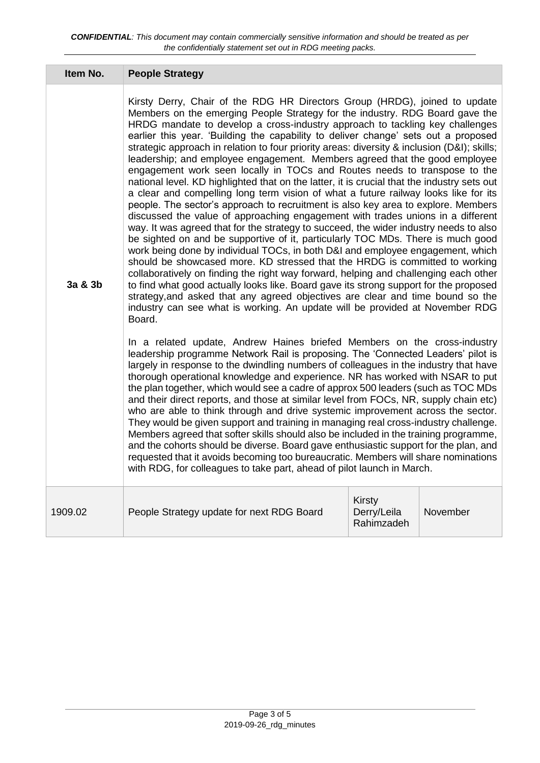*CONFIDENTIAL: This document may contain commercially sensitive information and should be treated as per the confidentially statement set out in RDG meeting packs.*

| Item No. | People Strategy | | |
|---|---|---|---|
| 3a & 3b | Kirsty Derry, Chair of the RDG HR Directors Group (HRDG), joined to update Members on the emerging People Strategy for the industry. RDG Board gave the HRDG mandate to develop a cross-industry approach to tackling key challenges earlier this year. 'Building the capability to deliver change' sets out a proposed strategic approach in relation to four priority areas: diversity & inclusion (D&I); skills; leadership; and employee engagement. Members agreed that the good employee engagement work seen locally in TOCs and Routes needs to transpose to the national level. KD highlighted that on the latter, it is crucial that the industry sets out a clear and compelling long term vision of what a future railway looks like for its people. The sector's approach to recruitment is also key area to explore. Members discussed the value of approaching engagement with trades unions in a different way. It was agreed that for the strategy to succeed, the wider industry needs to also be sighted on and be supportive of it, particularly TOC MDs. There is much good work being done by individual TOCs, in both D&I and employee engagement, which should be showcased more. KD stressed that the HRDG is committed to working collaboratively on finding the right way forward, helping and challenging each other to find what good actually looks like. Board gave its strong support for the proposed strategy,and asked that any agreed objectives are clear and time bound so the industry can see what is working. An update will be provided at November RDG Board.<br><br>In a related update, Andrew Haines briefed Members on the cross-industry leadership programme Network Rail is proposing. The 'Connected Leaders' pilot is largely in response to the dwindling numbers of colleagues in the industry that have thorough operational knowledge and experience. NR has worked with NSAR to put the plan together, which would see a cadre of approx 500 leaders (such as TOC MDs and their direct reports, and those at similar level from FOCs, NR, supply chain etc) who are able to think through and drive systemic improvement across the sector. They would be given support and training in managing real cross-industry challenge. Members agreed that softer skills should also be included in the training programme, and the cohorts should be diverse. Board gave enthusiastic support for the plan, and requested that it avoids becoming too bureaucratic. Members will share nominations with RDG, for colleagues to take part, ahead of pilot launch in March. | | |
| 1909.02 | People Strategy update for next RDG Board | Kirsty Derry/Leila Rahimzadeh | November |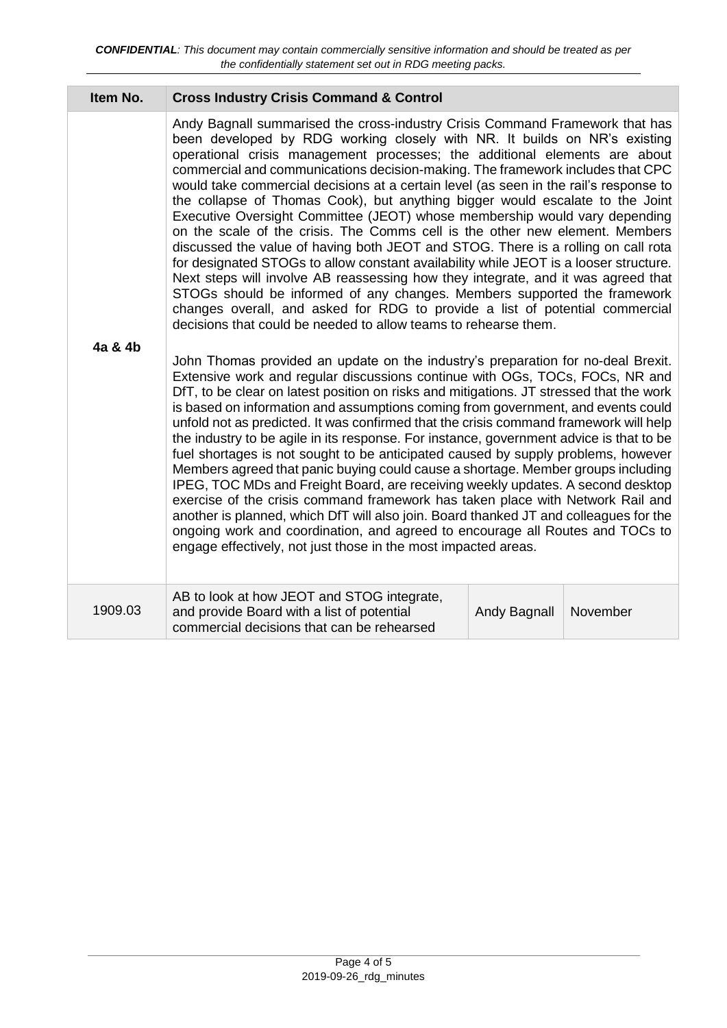*CONFIDENTIAL: This document may contain commercially sensitive information and should be treated as per the confidentially statement set out in RDG meeting packs.*

| Item No. | Cross Industry Crisis Command & Control | | |
|---|---|---|---|
| 4a & 4b | Andy Bagnall summarised the cross-industry Crisis Command Framework that has been developed by RDG working closely with NR. It builds on NR's existing operational crisis management processes; the additional elements are about commercial and communications decision-making. The framework includes that CPC would take commercial decisions at a certain level (as seen in the rail's response to the collapse of Thomas Cook), but anything bigger would escalate to the Joint Executive Oversight Committee (JEOT) whose membership would vary depending on the scale of the crisis. The Comms cell is the other new element. Members discussed the value of having both JEOT and STOG. There is a rolling on call rota for designated STOGs to allow constant availability while JEOT is a looser structure. Next steps will involve AB reassessing how they integrate, and it was agreed that STOGs should be informed of any changes. Members supported the framework changes overall, and asked for RDG to provide a list of potential commercial decisions that could be needed to allow teams to rehearse them.<br><br>John Thomas provided an update on the industry's preparation for no-deal Brexit. Extensive work and regular discussions continue with OGs, TOCs, FOCs, NR and DfT, to be clear on latest position on risks and mitigations. JT stressed that the work is based on information and assumptions coming from government, and events could unfold not as predicted. It was confirmed that the crisis command framework will help the industry to be agile in its response. For instance, government advice is that to be fuel shortages is not sought to be anticipated caused by supply problems, however Members agreed that panic buying could cause a shortage. Member groups including IPEG, TOC MDs and Freight Board, are receiving weekly updates. A second desktop exercise of the crisis command framework has taken place with Network Rail and another is planned, which DfT will also join. Board thanked JT and colleagues for the ongoing work and coordination, and agreed to encourage all Routes and TOCs to engage effectively, not just those in the most impacted areas. | | |
| 1909.03 | AB to look at how JEOT and STOG integrate, and provide Board with a list of potential commercial decisions that can be rehearsed | Andy Bagnall | November |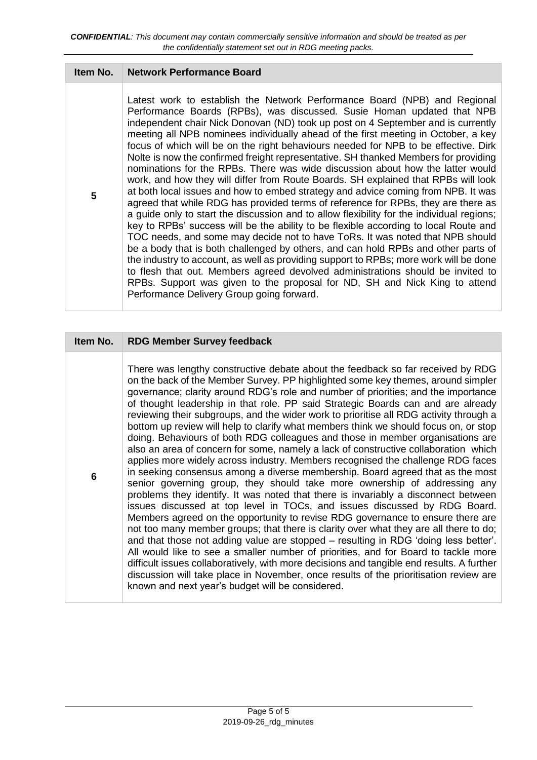| Item No. | Network Performance Board |
|---|---|
| 5 | Latest work to establish the Network Performance Board (NPB) and Regional Performance Boards (RPBs), was discussed. Susie Homan updated that NPB independent chair Nick Donovan (ND) took up post on 4 September and is currently meeting all NPB nominees individually ahead of the first meeting in October, a key focus of which will be on the right behaviours needed for NPB to be effective. Dirk Nolte is now the confirmed freight representative. SH thanked Members for providing nominations for the RPBs. There was wide discussion about how the latter would work, and how they will differ from Route Boards. SH explained that RPBs will look at both local issues and how to embed strategy and advice coming from NPB. It was agreed that while RDG has provided terms of reference for RPBs, they are there as a guide only to start the discussion and to allow flexibility for the individual regions; key to RPBs' success will be the ability to be flexible according to local Route and TOC needs, and some may decide not to have ToRs. It was noted that NPB should be a body that is both challenged by others, and can hold RPBs and other parts of the industry to account, as well as providing support to RPBs; more work will be done to flesh that out. Members agreed devolved administrations should be invited to RPBs. Support was given to the proposal for ND, SH and Nick King to attend Performance Delivery Group going forward. |

| Item No. | RDG Member Survey feedback |
|---|---|
| 6 | There was lengthy constructive debate about the feedback so far received by RDG on the back of the Member Survey. PP highlighted some key themes, around simpler governance; clarity around RDG's role and number of priorities; and the importance of thought leadership in that role. PP said Strategic Boards can and are already reviewing their subgroups, and the wider work to prioritise all RDG activity through a bottom up review will help to clarify what members think we should focus on, or stop doing. Behaviours of both RDG colleagues and those in member organisations are also an area of concern for some, namely a lack of constructive collaboration which applies more widely across industry. Members recognised the challenge RDG faces in seeking consensus among a diverse membership. Board agreed that as the most senior governing group, they should take more ownership of addressing any problems they identify. It was noted that there is invariably a disconnect between issues discussed at top level in TOCs, and issues discussed by RDG Board. Members agreed on the opportunity to revise RDG governance to ensure there are not too many member groups; that there is clarity over what they are all there to do; and that those not adding value are stopped – resulting in RDG 'doing less better'. All would like to see a smaller number of priorities, and for Board to tackle more difficult issues collaboratively, with more decisions and tangible end results. A further discussion will take place in November, once results of the prioritisation review are known and next year's budget will be considered. |